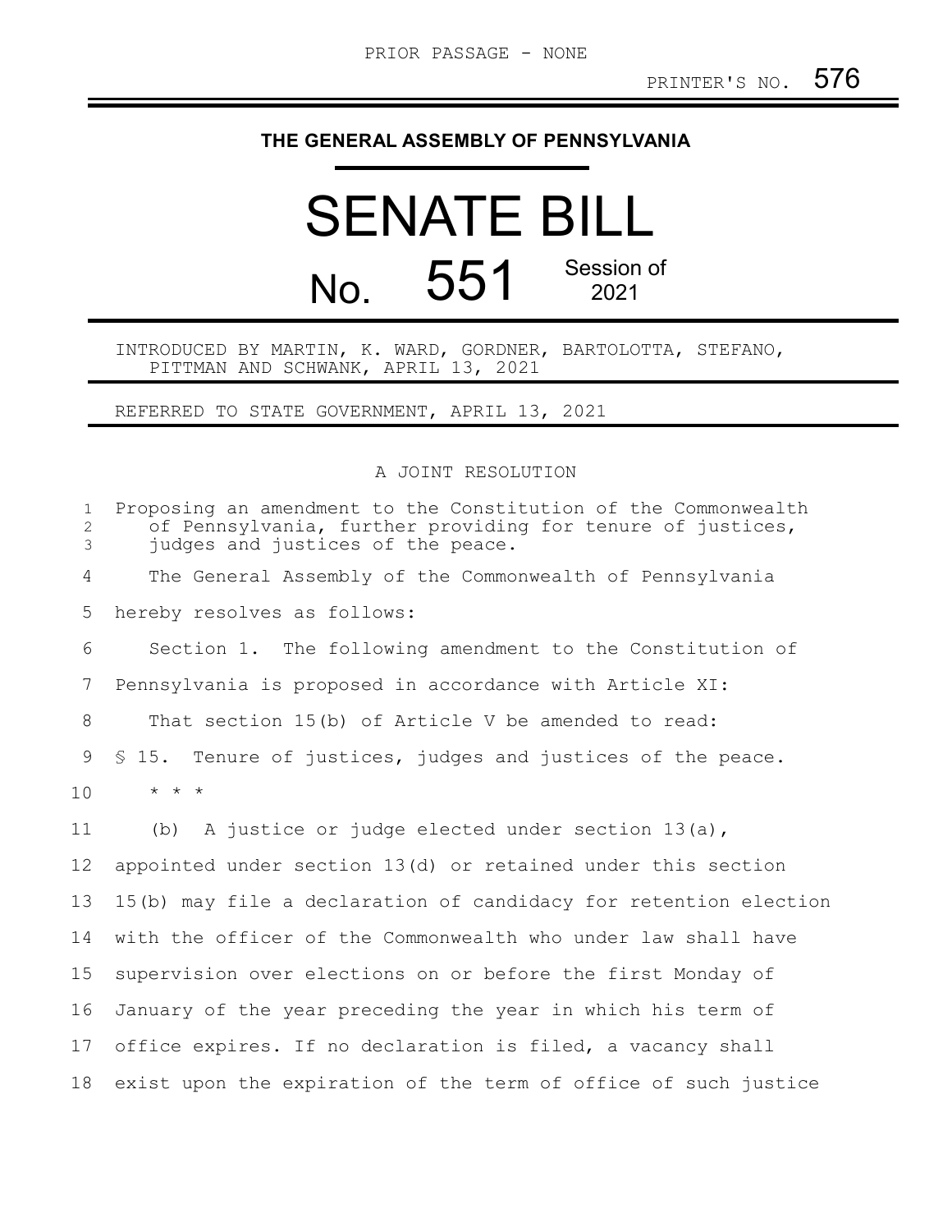PRIOR PASSAGE - NONE

PRINTER'S NO. 576

# THE GENERAL ASSEMBLY OF PENNSYLVANIA

# SENATE BILL

## No. 551 Session of 2021

INTRODUCED BY MARTIN, K. WARD, GORDNER, BARTOLOTTA, STEFANO, PITTMAN AND SCHWANK, APRIL 13, 2021

REFERRED TO STATE GOVERNMENT, APRIL 13, 2021

A JOINT RESOLUTION

Proposing an amendment to the Constitution of the Commonwealth of Pennsylvania, further providing for tenure of justices, judges and justices of the peace.

The General Assembly of the Commonwealth of Pennsylvania hereby resolves as follows:

Section 1. The following amendment to the Constitution of Pennsylvania is proposed in accordance with Article XI:

That section 15(b) of Article V be amended to read:

§ 15. Tenure of justices, judges and justices of the peace.

\* \* \*

(b) A justice or judge elected under section 13(a), appointed under section 13(d) or retained under this section 15(b) may file a declaration of candidacy for retention election with the officer of the Commonwealth who under law shall have supervision over elections on or before the first Monday of January of the year preceding the year in which his term of office expires. If no declaration is filed, a vacancy shall exist upon the expiration of the term of office of such justice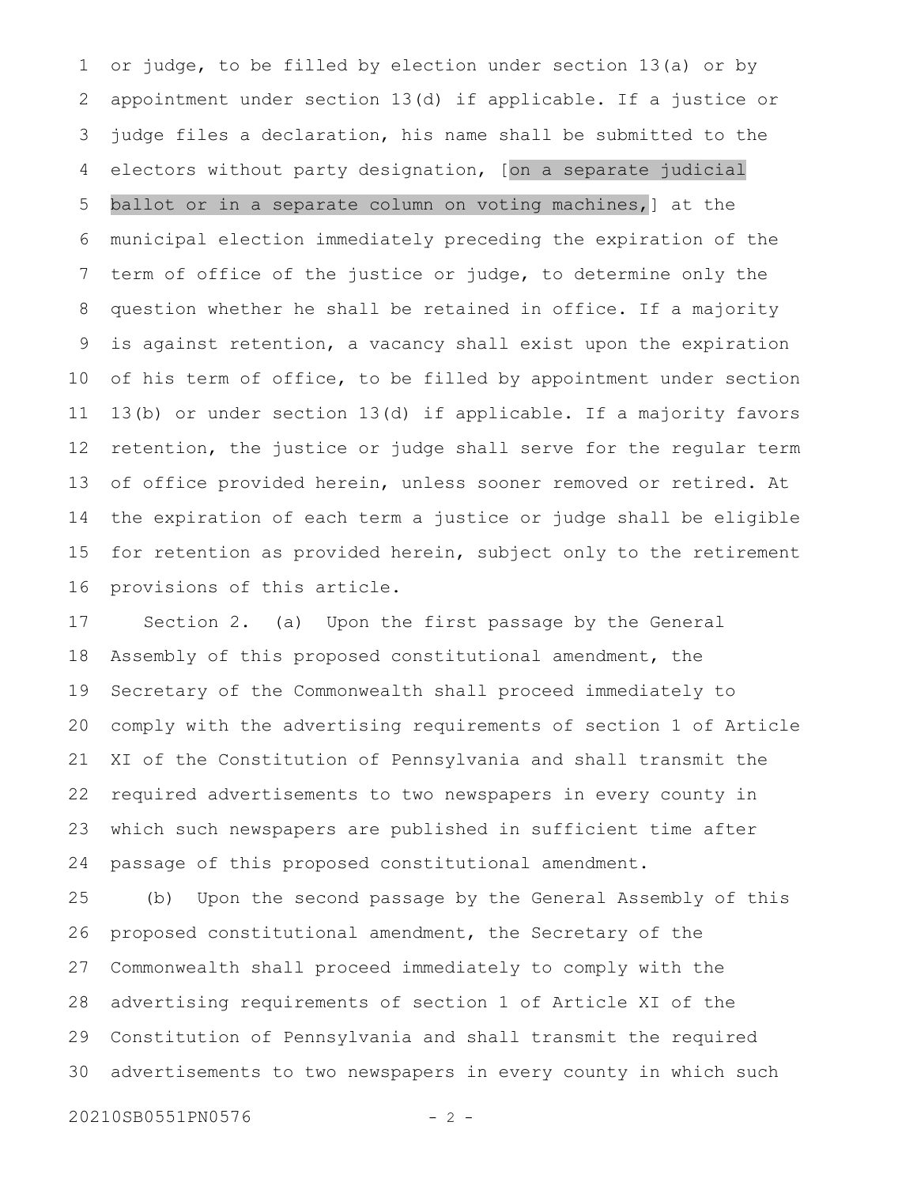or judge, to be filled by election under section 13(a) or by appointment under section 13(d) if applicable. If a justice or judge files a declaration, his name shall be submitted to the electors without party designation, [on a separate judicial ballot or in a separate column on voting machines,] at the municipal election immediately preceding the expiration of the term of office of the justice or judge, to determine only the question whether he shall be retained in office. If a majority is against retention, a vacancy shall exist upon the expiration of his term of office, to be filled by appointment under section 13(b) or under section 13(d) if applicable. If a majority favors retention, the justice or judge shall serve for the regular term of office provided herein, unless sooner removed or retired. At the expiration of each term a justice or judge shall be eligible for retention as provided herein, subject only to the retirement provisions of this article.

Section 2. (a) Upon the first passage by the General Assembly of this proposed constitutional amendment, the Secretary of the Commonwealth shall proceed immediately to comply with the advertising requirements of section 1 of Article XI of the Constitution of Pennsylvania and shall transmit the required advertisements to two newspapers in every county in which such newspapers are published in sufficient time after passage of this proposed constitutional amendment.

(b) Upon the second passage by the General Assembly of this proposed constitutional amendment, the Secretary of the Commonwealth shall proceed immediately to comply with the advertising requirements of section 1 of Article XI of the Constitution of Pennsylvania and shall transmit the required advertisements to two newspapers in every county in which such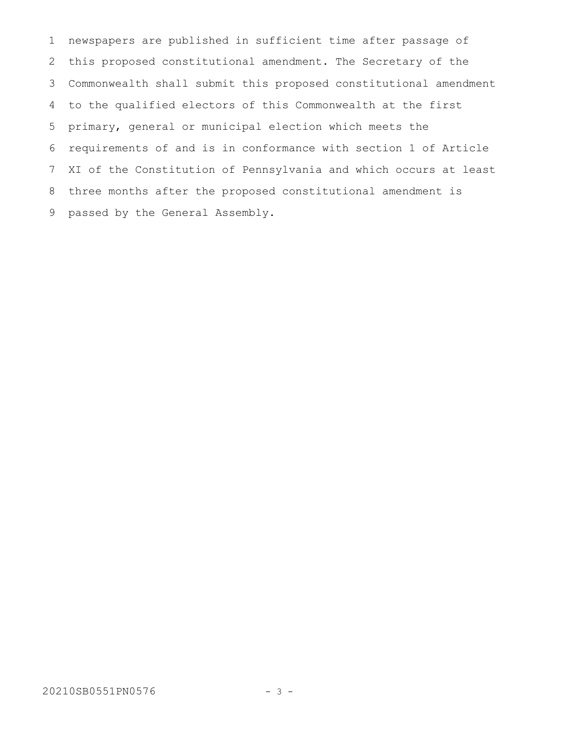newspapers are published in sufficient time after passage of this proposed constitutional amendment. The Secretary of the Commonwealth shall submit this proposed constitutional amendment to the qualified electors of this Commonwealth at the first primary, general or municipal election which meets the requirements of and is in conformance with section 1 of Article XI of the Constitution of Pennsylvania and which occurs at least three months after the proposed constitutional amendment is passed by the General Assembly.